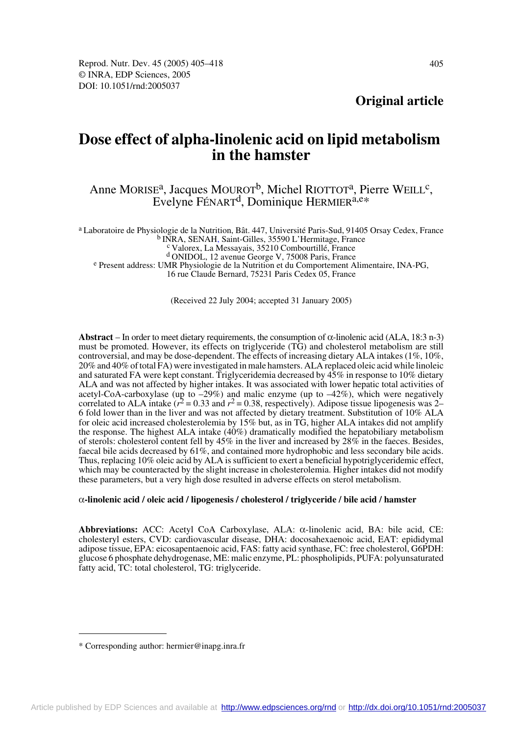**Original article**

# Dose effect of alpha-linolenic acid on lipid metabolism in the hamster

Anne MORISE[a], Jacques MOUROT[b], Michel RIOTTOT[a], Pierre WEILL[c], Evelyne FÉNART[d], Dominique HERMIER[a,e]*

[a] Laboratoire de Physiologie de la Nutrition, Bât. 447, Université Paris-Sud, 91405 Orsay Cedex, France
[b] INRA, SENAH, Saint-Gilles, 35590 L'Hermitage, France
[c] Valorex, La Messayais, 35210 Combourtillé, France
[d] ONIDOL, 12 avenue George V, 75008 Paris, France
[e] Present address: UMR Physiologie de la Nutrition et du Comportement Alimentaire, INA-PG, 16 rue Claude Bernard, 75231 Paris Cedex 05, France

(Received 22 July 2004; accepted 31 January 2005)

**Abstract** – In order to meet dietary requirements, the consumption of α-linolenic acid (ALA, 18:3 n-3) must be promoted. However, its effects on triglyceride (TG) and cholesterol metabolism are still controversial, and may be dose-dependent. The effects of increasing dietary ALA intakes (1%, 10%, 20% and 40% of total FA) were investigated in male hamsters. ALA replaced oleic acid while linoleic and saturated FA were kept constant. Triglyceridemia decreased by 45% in response to 10% dietary ALA and was not affected by higher intakes. It was associated with lower hepatic total activities of acetyl-CoA-carboxylase (up to –29%) and malic enzyme (up to –42%), which were negatively correlated to ALA intake ($r^2 = 0.33$ and $r^2 = 0.38$, respectively). Adipose tissue lipogenesis was 2–6 fold lower than in the liver and was not affected by dietary treatment. Substitution of 10% ALA for oleic acid increased cholesterolemia by 15% but, as in TG, higher ALA intakes did not amplify the response. The highest ALA intake (40%) dramatically modified the hepatobiliary metabolism of sterols: cholesterol content fell by 45% in the liver and increased by 28% in the faeces. Besides, faecal bile acids decreased by 61%, and contained more hydrophobic and less secondary bile acids. Thus, replacing 10% oleic acid by ALA is sufficient to exert a beneficial hypotriglyceridemic effect, which may be counteracted by the slight increase in cholesterolemia. Higher intakes did not modify these parameters, but a very high dose resulted in adverse effects on sterol metabolism.

**α-linolenic acid / oleic acid / lipogenesis / cholesterol / triglyceride / bile acid / hamster**

**Abbreviations:** ACC: Acetyl CoA Carboxylase, ALA: α-linolenic acid, BA: bile acid, CE: cholesteryl esters, CVD: cardiovascular disease, DHA: docosahexaenoic acid, EAT: epididymal adipose tissue, EPA: eicosapentaenoic acid, FAS: fatty acid synthase, FC: free cholesterol, G6PDH: glucose 6 phosphate dehydrogenase, ME: malic enzyme, PL: phospholipids, PUFA: polyunsaturated fatty acid, TC: total cholesterol, TG: triglyceride.

* Corresponding author: hermier@inapg.inra.fr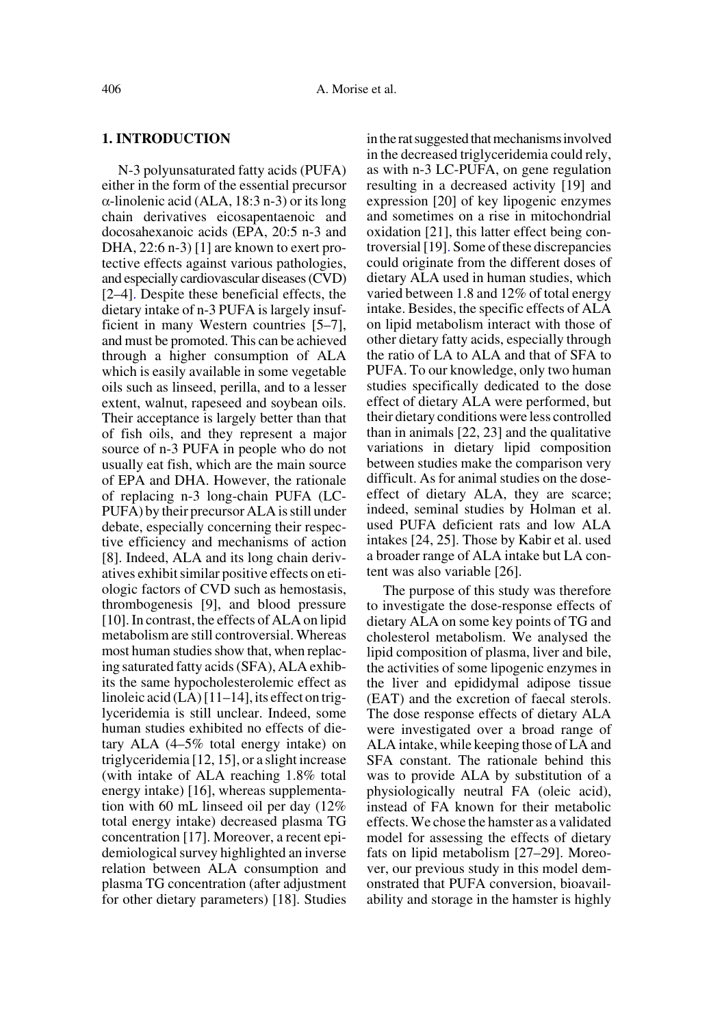## 1. INTRODUCTION

N-3 polyunsaturated fatty acids (PUFA) either in the form of the essential precursor α-linolenic acid (ALA, 18:3 n-3) or its long chain derivatives eicosapentaenoic and docosahexanoic acids (EPA, 20:5 n-3 and DHA, 22:6 n-3) [1] are known to exert protective effects against various pathologies, and especially cardiovascular diseases (CVD) [2–4]. Despite these beneficial effects, the dietary intake of n-3 PUFA is largely insufficient in many Western countries [5–7], and must be promoted. This can be achieved through a higher consumption of ALA which is easily available in some vegetable oils such as linseed, perilla, and to a lesser extent, walnut, rapeseed and soybean oils. Their acceptance is largely better than that of fish oils, and they represent a major source of n-3 PUFA in people who do not usually eat fish, which are the main source of EPA and DHA. However, the rationale of replacing n-3 long-chain PUFA (LC-PUFA) by their precursor ALA is still under debate, especially concerning their respective efficiency and mechanisms of action [8]. Indeed, ALA and its long chain derivatives exhibit similar positive effects on etiologic factors of CVD such as hemostasis, thrombogenesis [9], and blood pressure [10]. In contrast, the effects of ALA on lipid metabolism are still controversial. Whereas most human studies show that, when replacing saturated fatty acids (SFA), ALA exhibits the same hypocholesterolemic effect as linoleic acid (LA) [11–14], its effect on triglyceridemia is still unclear. Indeed, some human studies exhibited no effects of dietary ALA (4–5% total energy intake) on triglyceridemia [12, 15], or a slight increase (with intake of ALA reaching 1.8% total energy intake) [16], whereas supplementation with 60 mL linseed oil per day (12% total energy intake) decreased plasma TG concentration [17]. Moreover, a recent epidemiological survey highlighted an inverse relation between ALA consumption and plasma TG concentration (after adjustment for other dietary parameters) [18]. Studies in the rat suggested that mechanisms involved in the decreased triglyceridemia could rely, as with n-3 LC-PUFA, on gene regulation resulting in a decreased activity [19] and expression [20] of key lipogenic enzymes and sometimes on a rise in mitochondrial oxidation [21], this latter effect being controversial [19]. Some of these discrepancies could originate from the different doses of dietary ALA used in human studies, which varied between 1.8 and 12% of total energy intake. Besides, the specific effects of ALA on lipid metabolism interact with those of other dietary fatty acids, especially through the ratio of LA to ALA and that of SFA to PUFA. To our knowledge, only two human studies specifically dedicated to the dose effect of dietary ALA were performed, but their dietary conditions were less controlled than in animals [22, 23] and the qualitative variations in dietary lipid composition between studies make the comparison very difficult. As for animal studies on the dose-effect of dietary ALA, they are scarce; indeed, seminal studies by Holman et al. used PUFA deficient rats and low ALA intakes [24, 25]. Those by Kabir et al. used a broader range of ALA intake but LA content was also variable [26].

The purpose of this study was therefore to investigate the dose-response effects of dietary ALA on some key points of TG and cholesterol metabolism. We analysed the lipid composition of plasma, liver and bile, the activities of some lipogenic enzymes in the liver and epididymal adipose tissue (EAT) and the excretion of faecal sterols. The dose response effects of dietary ALA were investigated over a broad range of ALA intake, while keeping those of LA and SFA constant. The rationale behind this was to provide ALA by substitution of a physiologically neutral FA (oleic acid), instead of FA known for their metabolic effects. We chose the hamster as a validated model for assessing the effects of dietary fats on lipid metabolism [27–29]. Moreover, our previous study in this model demonstrated that PUFA conversion, bioavailability and storage in the hamster is highly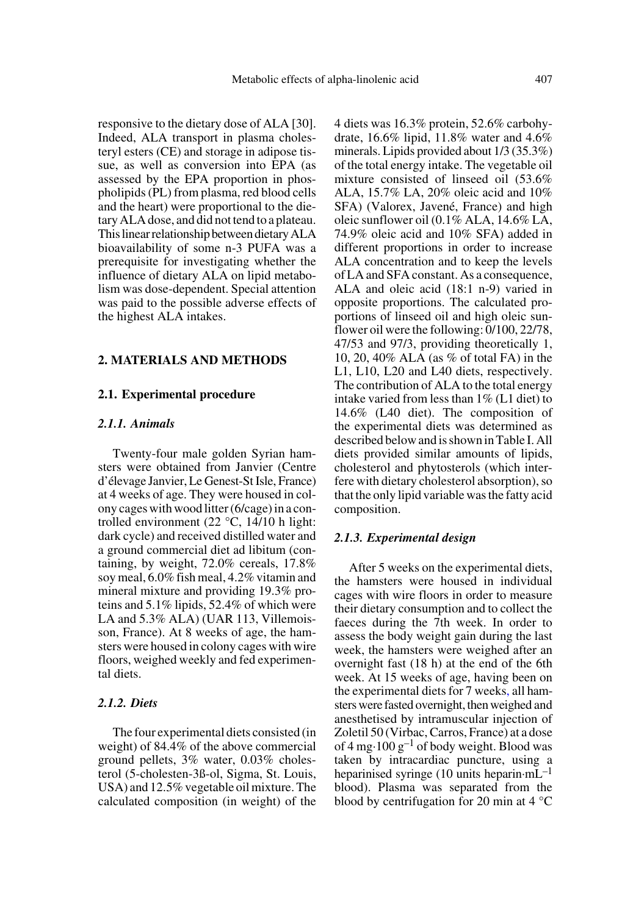responsive to the dietary dose of ALA [30]. Indeed, ALA transport in plasma cholesteryl esters (CE) and storage in adipose tissue, as well as conversion into EPA (as assessed by the EPA proportion in phospholipids (PL) from plasma, red blood cells and the heart) were proportional to the dietary ALA dose, and did not tend to a plateau. This linear relationship between dietary ALA bioavailability of some n-3 PUFA was a prerequisite for investigating whether the influence of dietary ALA on lipid metabolism was dose-dependent. Special attention was paid to the possible adverse effects of the highest ALA intakes.

## 2. MATERIALS AND METHODS

### 2.1. Experimental procedure

#### *2.1.1. Animals*

Twenty-four male golden Syrian hamsters were obtained from Janvier (Centre d'élevage Janvier, Le Genest-St Isle, France) at 4 weeks of age. They were housed in colony cages with wood litter (6/cage) in a controlled environment (22 °C, 14/10 h light: dark cycle) and received distilled water and a ground commercial diet ad libitum (containing, by weight, 72.0% cereals, 17.8% soy meal, 6.0% fish meal, 4.2% vitamin and mineral mixture and providing 19.3% proteins and 5.1% lipids, 52.4% of which were LA and 5.3% ALA) (UAR 113, Villemoisson, France). At 8 weeks of age, the hamsters were housed in colony cages with wire floors, weighed weekly and fed experimental diets.

#### *2.1.2. Diets*

The four experimental diets consisted (in weight) of 84.4% of the above commercial ground pellets, 3% water, 0.03% cholesterol (5-cholesten-3ß-ol, Sigma, St. Louis, USA) and 12.5% vegetable oil mixture. The calculated composition (in weight) of the 4 diets was 16.3% protein, 52.6% carbohydrate, 16.6% lipid, 11.8% water and 4.6% minerals. Lipids provided about 1/3 (35.3%) of the total energy intake. The vegetable oil mixture consisted of linseed oil (53.6% ALA, 15.7% LA, 20% oleic acid and 10% SFA) (Valorex, Javené, France) and high oleic sunflower oil (0.1% ALA, 14.6% LA, 74.9% oleic acid and 10% SFA) added in different proportions in order to increase ALA concentration and to keep the levels of LA and SFA constant. As a consequence, ALA and oleic acid (18:1 n-9) varied in opposite proportions. The calculated proportions of linseed oil and high oleic sunflower oil were the following: 0/100, 22/78, 47/53 and 97/3, providing theoretically 1, 10, 20, 40% ALA (as % of total FA) in the L1, L10, L20 and L40 diets, respectively. The contribution of ALA to the total energy intake varied from less than 1% (L1 diet) to 14.6% (L40 diet). The composition of the experimental diets was determined as described below and is shown in Table I. All diets provided similar amounts of lipids, cholesterol and phytosterols (which interfere with dietary cholesterol absorption), so that the only lipid variable was the fatty acid composition.

#### *2.1.3. Experimental design*

After 5 weeks on the experimental diets, the hamsters were housed in individual cages with wire floors in order to measure their dietary consumption and to collect the faeces during the 7th week. In order to assess the body weight gain during the last week, the hamsters were weighed after an overnight fast (18 h) at the end of the 6th week. At 15 weeks of age, having been on the experimental diets for 7 weeks, all hamsters were fasted overnight, then weighed and anesthetised by intramuscular injection of Zoletil 50 (Virbac, Carros, France) at a dose of 4 $mg \cdot 100\ g^{-1}$ of body weight. Blood was taken by intracardiac puncture, using a heparinised syringe (10 units $heparin \cdot mL^{-1}$ blood). Plasma was separated from the blood by centrifugation for 20 min at 4 °C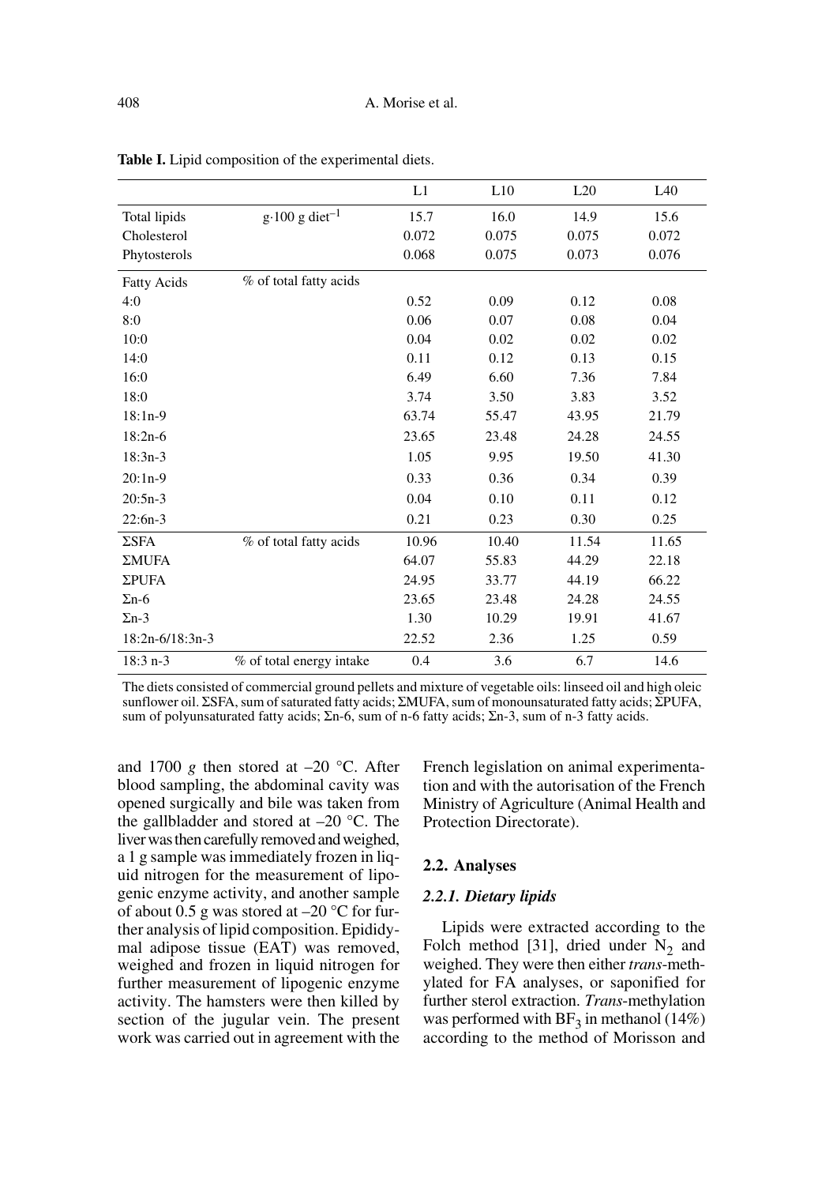**Table I.** Lipid composition of the experimental diets.

| | | L1 | L10 | L20 | L40 |
|---|---|---|---|---|---|
| Total lipids | $g \cdot 100\ g\ diet^{-1}$ | 15.7 | 16.0 | 14.9 | 15.6 |
| Cholesterol | | 0.072 | 0.075 | 0.075 | 0.072 |
| Phytosterols | | 0.068 | 0.075 | 0.073 | 0.076 |
| Fatty Acids | % of total fatty acids | | | | |
| 4:0 | | 0.52 | 0.09 | 0.12 | 0.08 |
| 8:0 | | 0.06 | 0.07 | 0.08 | 0.04 |
| 10:0 | | 0.04 | 0.02 | 0.02 | 0.02 |
| 14:0 | | 0.11 | 0.12 | 0.13 | 0.15 |
| 16:0 | | 6.49 | 6.60 | 7.36 | 7.84 |
| 18:0 | | 3.74 | 3.50 | 3.83 | 3.52 |
| 18:1n-9 | | 63.74 | 55.47 | 43.95 | 21.79 |
| 18:2n-6 | | 23.65 | 23.48 | 24.28 | 24.55 |
| 18:3n-3 | | 1.05 | 9.95 | 19.50 | 41.30 |
| 20:1n-9 | | 0.33 | 0.36 | 0.34 | 0.39 |
| 20:5n-3 | | 0.04 | 0.10 | 0.11 | 0.12 |
| 22:6n-3 | | 0.21 | 0.23 | 0.30 | 0.25 |
| ΣSFA | % of total fatty acids | 10.96 | 10.40 | 11.54 | 11.65 |
| ΣMUFA | | 64.07 | 55.83 | 44.29 | 22.18 |
| ΣPUFA | | 24.95 | 33.77 | 44.19 | 66.22 |
| Σn-6 | | 23.65 | 23.48 | 24.28 | 24.55 |
| Σn-3 | | 1.30 | 10.29 | 19.91 | 41.67 |
| 18:2n-6/18:3n-3 | | 22.52 | 2.36 | 1.25 | 0.59 |
| 18:3 n-3 | % of total energy intake | 0.4 | 3.6 | 6.7 | 14.6 |

The diets consisted of commercial ground pellets and mixture of vegetable oils: linseed oil and high oleic sunflower oil. ΣSFA, sum of saturated fatty acids; ΣMUFA, sum of monounsaturated fatty acids; ΣPUFA, sum of polyunsaturated fatty acids; Σn-6, sum of n-6 fatty acids; Σn-3, sum of n-3 fatty acids.

and 1700 *g* then stored at –20 °C. After blood sampling, the abdominal cavity was opened surgically and bile was taken from the gallbladder and stored at –20 °C. The liver was then carefully removed and weighed, a 1 g sample was immediately frozen in liquid nitrogen for the measurement of lipogenic enzyme activity, and another sample of about 0.5 g was stored at –20 °C for further analysis of lipid composition. Epididymal adipose tissue (EAT) was removed, weighed and frozen in liquid nitrogen for further measurement of lipogenic enzyme activity. The hamsters were then killed by section of the jugular vein. The present work was carried out in agreement with the French legislation on animal experimentation and with the autorisation of the French Ministry of Agriculture (Animal Health and Protection Directorate).

## 2.2. Analyses

### *2.2.1. Dietary lipids*

Lipids were extracted according to the Folch method [31], dried under $N_2$ and weighed. They were then either *trans*-methylated for FA analyses, or saponified for further sterol extraction. *Trans*-methylation was performed with $BF_3$ in methanol (14%) according to the method of Morisson and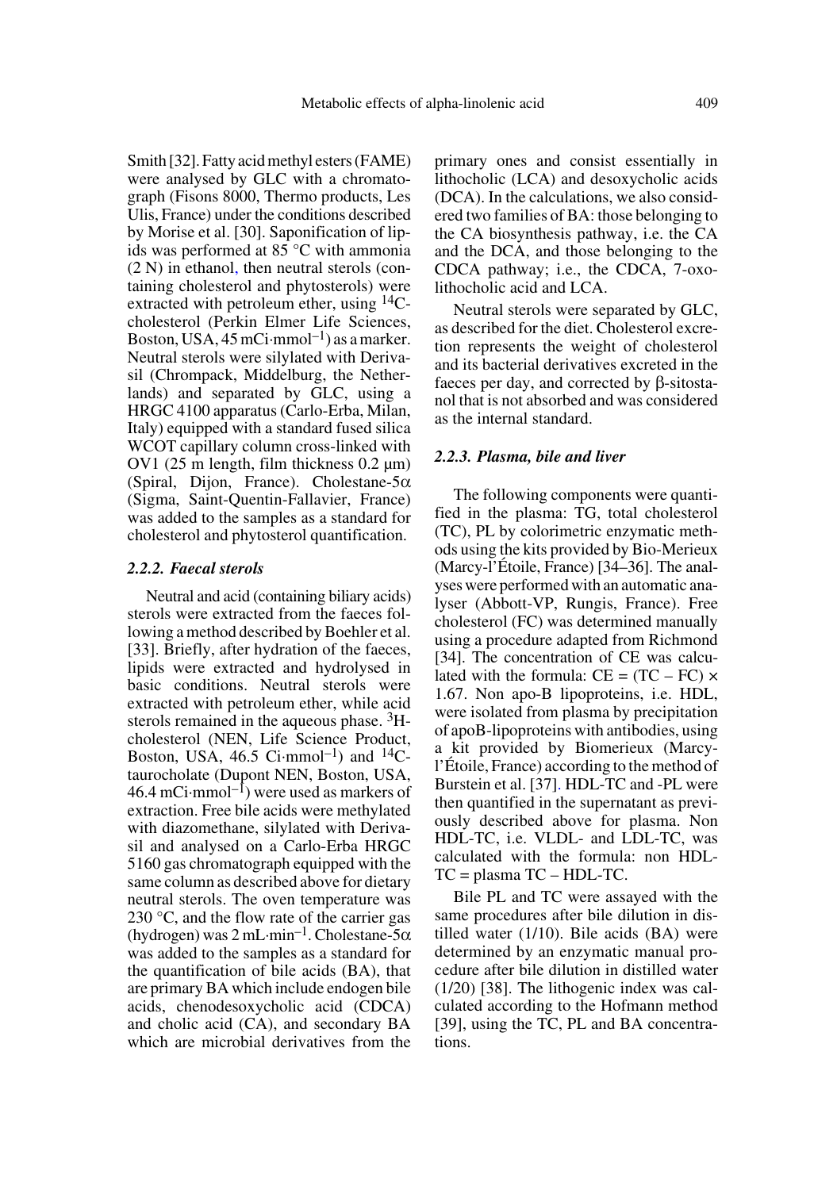Smith [32]. Fatty acid methyl esters (FAME) were analysed by GLC with a chromatograph (Fisons 8000, Thermo products, Les Ulis, France) under the conditions described by Morise et al. [30]. Saponification of lipids was performed at 85 °C with ammonia (2 N) in ethanol, then neutral sterols (containing cholesterol and phytosterols) were extracted with petroleum ether, using $^{14}$C-cholesterol (Perkin Elmer Life Sciences, Boston, USA, 45 mCi·mmol$^{-1}$) as a marker. Neutral sterols were silylated with Derivasil (Chrompack, Middelburg, the Netherlands) and separated by GLC, using a HRGC 4100 apparatus (Carlo-Erba, Milan, Italy) equipped with a standard fused silica WCOT capillary column cross-linked with OV1 (25 m length, film thickness 0.2 µm) (Spiral, Dijon, France). Cholestane-5α (Sigma, Saint-Quentin-Fallavier, France) was added to the samples as a standard for cholesterol and phytosterol quantification.

### 2.2.2. Faecal sterols

Neutral and acid (containing biliary acids) sterols were extracted from the faeces following a method described by Boehler et al. [33]. Briefly, after hydration of the faeces, lipids were extracted and hydrolysed in basic conditions. Neutral sterols were extracted with petroleum ether, while acid sterols remained in the aqueous phase. $^{3}$H-cholesterol (NEN, Life Science Product, Boston, USA, 46.5 Ci·mmol$^{-1}$) and $^{14}$C-taurocholate (Dupont NEN, Boston, USA, 46.4 mCi·mmol$^{-1}$) were used as markers of extraction. Free bile acids were methylated with diazomethane, silylated with Derivasil and analysed on a Carlo-Erba HRGC 5160 gas chromatograph equipped with the same column as described above for dietary neutral sterols. The oven temperature was 230 °C, and the flow rate of the carrier gas (hydrogen) was 2 mL·min$^{-1}$. Cholestane-5α was added to the samples as a standard for the quantification of bile acids (BA), that are primary BA which include endogen bile acids, chenodesoxycholic acid (CDCA) and cholic acid (CA), and secondary BA which are microbial derivatives from the primary ones and consist essentially in lithocholic (LCA) and desoxycholic acids (DCA). In the calculations, we also considered two families of BA: those belonging to the CA biosynthesis pathway, i.e. the CA and the DCA, and those belonging to the CDCA pathway; i.e., the CDCA, 7-oxo-lithocholic acid and LCA.

Neutral sterols were separated by GLC, as described for the diet. Cholesterol excretion represents the weight of cholesterol and its bacterial derivatives excreted in the faeces per day, and corrected by β-sitostanol that is not absorbed and was considered as the internal standard.

### 2.2.3. Plasma, bile and liver

The following components were quantified in the plasma: TG, total cholesterol (TC), PL by colorimetric enzymatic methods using the kits provided by Bio-Merieux (Marcy-l'Étoile, France) [34–36]. The analyses were performed with an automatic analyser (Abbott-VP, Rungis, France). Free cholesterol (FC) was determined manually using a procedure adapted from Richmond [34]. The concentration of CE was calculated with the formula: $CE = (TC - FC) \times 1.67$. Non apo-B lipoproteins, i.e. HDL, were isolated from plasma by precipitation of apoB-lipoproteins with antibodies, using a kit provided by Biomerieux (Marcy-l'Étoile, France) according to the method of Burstein et al. [37]. HDL-TC and -PL were then quantified in the supernatant as previously described above for plasma. Non HDL-TC, i.e. VLDL- and LDL-TC, was calculated with the formula: non HDL-TC = plasma TC – HDL-TC.

Bile PL and TC were assayed with the same procedures after bile dilution in distilled water (1/10). Bile acids (BA) were determined by an enzymatic manual procedure after bile dilution in distilled water (1/20) [38]. The lithogenic index was calculated according to the Hofmann method [39], using the TC, PL and BA concentrations.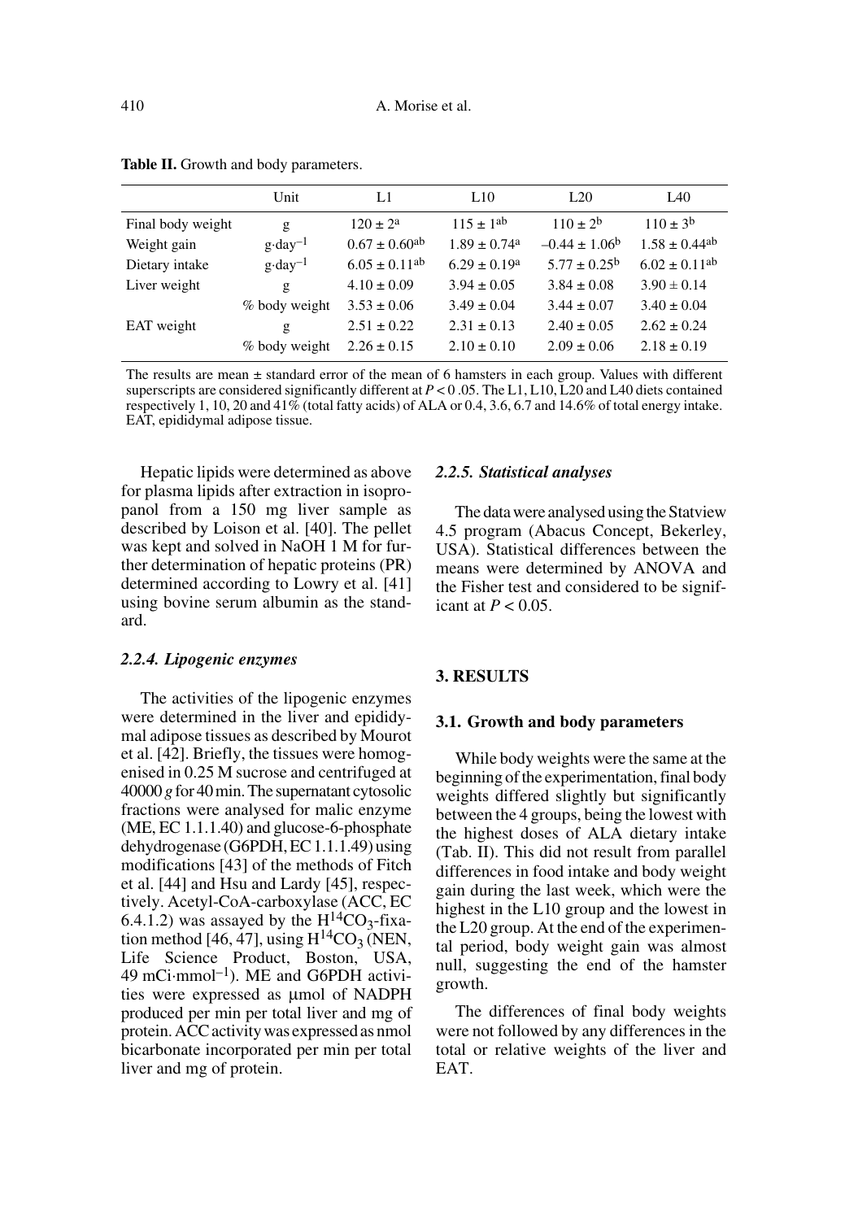**Table II.** Growth and body parameters.

| | Unit | L1 | L10 | L20 | L40 |
|---|---|---|---|---|---|
| Final body weight | g | $120 \pm 2^{a}$ | $115 \pm 1^{ab}$ | $110 \pm 2^{b}$ | $110 \pm 3^{b}$ |
| Weight gain | $g \cdot day^{-1}$ | $0.67 \pm 0.60^{ab}$ | $1.89 \pm 0.74^{a}$ | $-0.44 \pm 1.06^{b}$ | $1.58 \pm 0.44^{ab}$ |
| Dietary intake | $g \cdot day^{-1}$ | $6.05 \pm 0.11^{ab}$ | $6.29 \pm 0.19^{a}$ | $5.77 \pm 0.25^{b}$ | $6.02 \pm 0.11^{ab}$ |
| Liver weight | g | $4.10 \pm 0.09$ | $3.94 \pm 0.05$ | $3.84 \pm 0.08$ | $3.90 \pm 0.14$ |
| | % body weight | $3.53 \pm 0.06$ | $3.49 \pm 0.04$ | $3.44 \pm 0.07$ | $3.40 \pm 0.04$ |
| EAT weight | g | $2.51 \pm 0.22$ | $2.31 \pm 0.13$ | $2.40 \pm 0.05$ | $2.62 \pm 0.24$ |
| | % body weight | $2.26 \pm 0.15$ | $2.10 \pm 0.10$ | $2.09 \pm 0.06$ | $2.18 \pm 0.19$ |

The results are mean ± standard error of the mean of 6 hamsters in each group. Values with different superscripts are considered significantly different at $P < 0.05$. The L1, L10, L20 and L40 diets contained respectively 1, 10, 20 and 41% (total fatty acids) of ALA or 0.4, 3.6, 6.7 and 14.6% of total energy intake. EAT, epididymal adipose tissue.

Hepatic lipids were determined as above for plasma lipids after extraction in isopropanol from a 150 mg liver sample as described by Loison et al. [40]. The pellet was kept and solved in NaOH 1 M for further determination of hepatic proteins (PR) determined according to Lowry et al. [41] using bovine serum albumin as the standard.

#### *2.2.4. Lipogenic enzymes*

The activities of the lipogenic enzymes were determined in the liver and epididymal adipose tissues as described by Mourot et al. [42]. Briefly, the tissues were homogenised in 0.25 M sucrose and centrifuged at 40000 *g* for 40 min. The supernatant cytosolic fractions were analysed for malic enzyme (ME, EC 1.1.1.40) and glucose-6-phosphate dehydrogenase (G6PDH, EC 1.1.1.49) using modifications [43] of the methods of Fitch et al. [44] and Hsu and Lardy [45], respectively. Acetyl-CoA-carboxylase (ACC, EC 6.4.1.2) was assayed by the $H^{14}CO_3$-fixation method [46, 47], using $H^{14}CO_3$ (NEN, Life Science Product, Boston, USA, 49 $mCi \cdot mmol^{-1}$). ME and G6PDH activities were expressed as μmol of NADPH produced per min per total liver and mg of protein. ACC activity was expressed as nmol bicarbonate incorporated per min per total liver and mg of protein.

#### *2.2.5. Statistical analyses*

The data were analysed using the Statview 4.5 program (Abacus Concept, Bekerley, USA). Statistical differences between the means were determined by ANOVA and the Fisher test and considered to be significant at $P < 0.05$.

## 3. RESULTS

### 3.1. Growth and body parameters

While body weights were the same at the beginning of the experimentation, final body weights differed slightly but significantly between the 4 groups, being the lowest with the highest doses of ALA dietary intake (Tab. II). This did not result from parallel differences in food intake and body weight gain during the last week, which were the highest in the L10 group and the lowest in the L20 group. At the end of the experimental period, body weight gain was almost null, suggesting the end of the hamster growth.

The differences of final body weights were not followed by any differences in the total or relative weights of the liver and EAT.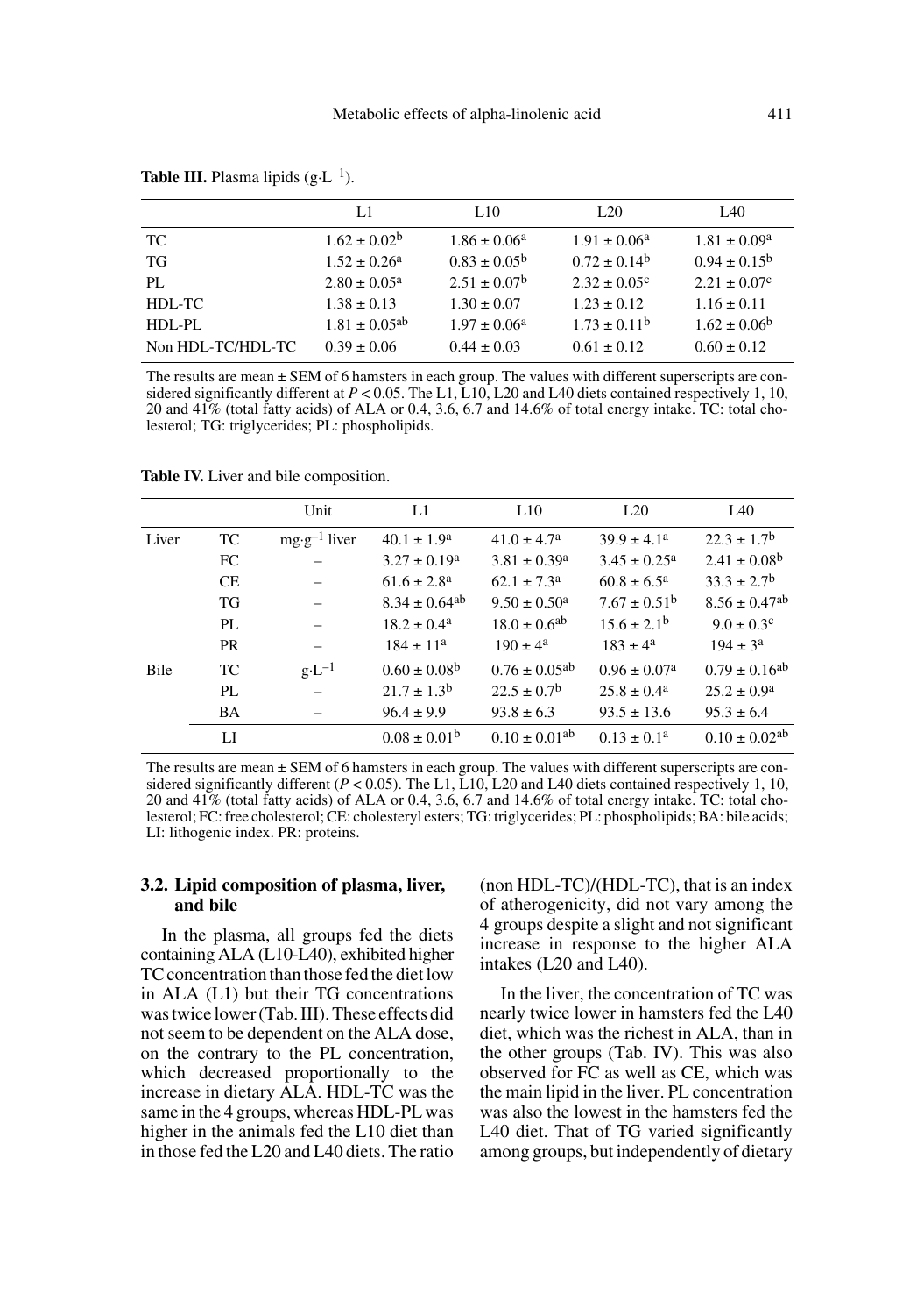**Table III.** Plasma lipids ($g \cdot L^{-1}$).

| | L1 | L10 | L20 | L40 |
|---|---|---|---|---|
| TC | $1.62 \pm 0.02^{b}$ | $1.86 \pm 0.06^{a}$ | $1.91 \pm 0.06^{a}$ | $1.81 \pm 0.09^{a}$ |
| TG | $1.52 \pm 0.26^{a}$ | $0.83 \pm 0.05^{b}$ | $0.72 \pm 0.14^{b}$ | $0.94 \pm 0.15^{b}$ |
| PL | $2.80 \pm 0.05^{a}$ | $2.51 \pm 0.07^{b}$ | $2.32 \pm 0.05^{c}$ | $2.21 \pm 0.07^{c}$ |
| HDL-TC | $1.38 \pm 0.13$ | $1.30 \pm 0.07$ | $1.23 \pm 0.12$ | $1.16 \pm 0.11$ |
| HDL-PL | $1.81 \pm 0.05^{ab}$ | $1.97 \pm 0.06^{a}$ | $1.73 \pm 0.11^{b}$ | $1.62 \pm 0.06^{b}$ |
| Non HDL-TC/HDL-TC | $0.39 \pm 0.06$ | $0.44 \pm 0.03$ | $0.61 \pm 0.12$ | $0.60 \pm 0.12$ |

The results are mean ± SEM of 6 hamsters in each group. The values with different superscripts are considered significantly different at $P < 0.05$. The L1, L10, L20 and L40 diets contained respectively 1, 10, 20 and 41% (total fatty acids) of ALA or 0.4, 3.6, 6.7 and 14.6% of total energy intake. TC: total cholesterol; TG: triglycerides; PL: phospholipids.

**Table IV.** Liver and bile composition.

| | | Unit | L1 | L10 | L20 | L40 |
|---|---|---|---|---|---|---|
| Liver | TC | $mg \cdot g^{-1}$ liver | $40.1 \pm 1.9^{a}$ | $41.0 \pm 4.7^{a}$ | $39.9 \pm 4.1^{a}$ | $22.3 \pm 1.7^{b}$ |
| | FC | – | $3.27 \pm 0.19^{a}$ | $3.81 \pm 0.39^{a}$ | $3.45 \pm 0.25^{a}$ | $2.41 \pm 0.08^{b}$ |
| | CE | – | $61.6 \pm 2.8^{a}$ | $62.1 \pm 7.3^{a}$ | $60.8 \pm 6.5^{a}$ | $33.3 \pm 2.7^{b}$ |
| | TG | – | $8.34 \pm 0.64^{ab}$ | $9.50 \pm 0.50^{a}$ | $7.67 \pm 0.51^{b}$ | $8.56 \pm 0.47^{ab}$ |
| | PL | – | $18.2 \pm 0.4^{a}$ | $18.0 \pm 0.6^{ab}$ | $15.6 \pm 2.1^{b}$ | $9.0 \pm 0.3^{c}$ |
| | PR | – | $184 \pm 11^{a}$ | $190 \pm 4^{a}$ | $183 \pm 4^{a}$ | $194 \pm 3^{a}$ |
| Bile | TC | $g \cdot L^{-1}$ | $0.60 \pm 0.08^{b}$ | $0.76 \pm 0.05^{ab}$ | $0.96 \pm 0.07^{a}$ | $0.79 \pm 0.16^{ab}$ |
| | PL | – | $21.7 \pm 1.3^{b}$ | $22.5 \pm 0.7^{b}$ | $25.8 \pm 0.4^{a}$ | $25.2 \pm 0.9^{a}$ |
| | BA | – | $96.4 \pm 9.9$ | $93.8 \pm 6.3$ | $93.5 \pm 13.6$ | $95.3 \pm 6.4$ |
| | LI | | $0.08 \pm 0.01^{b}$ | $0.10 \pm 0.01^{ab}$ | $0.13 \pm 0.1^{a}$ | $0.10 \pm 0.02^{ab}$ |

The results are mean ± SEM of 6 hamsters in each group. The values with different superscripts are considered significantly different ($P < 0.05$). The L1, L10, L20 and L40 diets contained respectively 1, 10, 20 and 41% (total fatty acids) of ALA or 0.4, 3.6, 6.7 and 14.6% of total energy intake. TC: total cholesterol; FC: free cholesterol; CE: cholesteryl esters; TG: triglycerides; PL: phospholipids; BA: bile acids; LI: lithogenic index. PR: proteins.

### 3.2. Lipid composition of plasma, liver, and bile

In the plasma, all groups fed the diets containing ALA (L10-L40), exhibited higher TC concentration than those fed the diet low in ALA (L1) but their TG concentrations was twice lower (Tab. III). These effects did not seem to be dependent on the ALA dose, on the contrary to the PL concentration, which decreased proportionally to the increase in dietary ALA. HDL-TC was the same in the 4 groups, whereas HDL-PL was higher in the animals fed the L10 diet than in those fed the L20 and L40 diets. The ratio (non HDL-TC)/(HDL-TC), that is an index of atherogenicity, did not vary among the 4 groups despite a slight and not significant increase in response to the higher ALA intakes (L20 and L40).

In the liver, the concentration of TC was nearly twice lower in hamsters fed the L40 diet, which was the richest in ALA, than in the other groups (Tab. IV). This was also observed for FC as well as CE, which was the main lipid in the liver. PL concentration was also the lowest in the hamsters fed the L40 diet. That of TG varied significantly among groups, but independently of dietary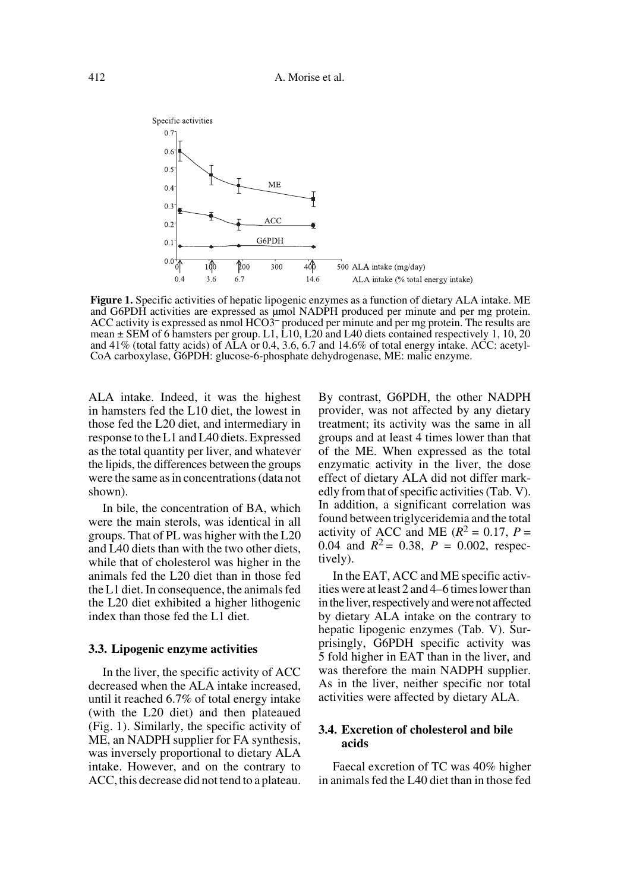**Figure 1.** Specific activities of hepatic lipogenic enzymes as a function of dietary ALA intake. ME and G6PDH activities are expressed as μmol NADPH produced per minute and per mg protein. ACC activity is expressed as nmol $HCO_3^-$ produced per minute and per mg protein. The results are mean ± SEM of 6 hamsters per group. L1, L10, L20 and L40 diets contained respectively 1, 10, 20 and 41% (total fatty acids) of ALA or 0.4, 3.6, 6.7 and 14.6% of total energy intake. ACC: acetyl-CoA carboxylase, G6PDH: glucose-6-phosphate dehydrogenase, ME: malic enzyme.

ALA intake. Indeed, it was the highest in hamsters fed the L10 diet, the lowest in those fed the L20 diet, and intermediary in response to the L1 and L40 diets. Expressed as the total quantity per liver, and whatever the lipids, the differences between the groups were the same as in concentrations (data not shown).

In bile, the concentration of BA, which were the main sterols, was identical in all groups. That of PL was higher with the L20 and L40 diets than with the two other diets, while that of cholesterol was higher in the animals fed the L20 diet than in those fed the L1 diet. In consequence, the animals fed the L20 diet exhibited a higher lithogenic index than those fed the L1 diet.

### 3.3. Lipogenic enzyme activities

In the liver, the specific activity of ACC decreased when the ALA intake increased, until it reached 6.7% of total energy intake (with the L20 diet) and then plateaued (Fig. 1). Similarly, the specific activity of ME, an NADPH supplier for FA synthesis, was inversely proportional to dietary ALA intake. However, and on the contrary to ACC, this decrease did not tend to a plateau. By contrast, G6PDH, the other NADPH provider, was not affected by any dietary treatment; its activity was the same in all groups and at least 4 times lower than that of the ME. When expressed as the total enzymatic activity in the liver, the dose effect of dietary ALA did not differ markedly from that of specific activities (Tab. V). In addition, a significant correlation was found between triglyceridemia and the total activity of ACC and ME ($R^2 = 0.17$, $P = 0.04$ and $R^2 = 0.38$, $P = 0.002$, respectively).

In the EAT, ACC and ME specific activities were at least 2 and 4–6 times lower than in the liver, respectively and were not affected by dietary ALA intake on the contrary to hepatic lipogenic enzymes (Tab. V). Surprisingly, G6PDH specific activity was 5 fold higher in EAT than in the liver, and was therefore the main NADPH supplier. As in the liver, neither specific nor total activities were affected by dietary ALA.

### 3.4. Excretion of cholesterol and bile acids

Faecal excretion of TC was 40% higher in animals fed the L40 diet than in those fed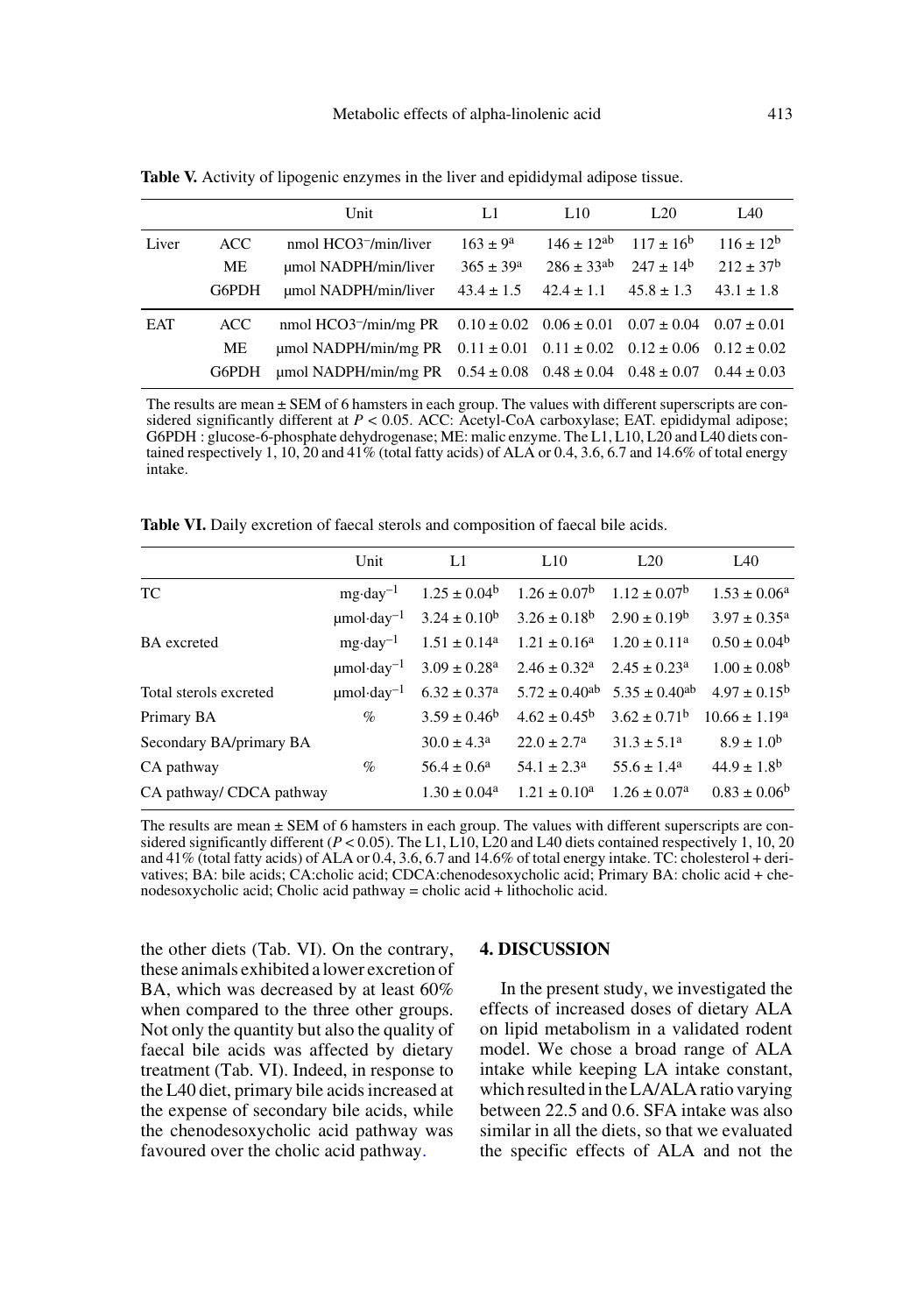**Table V.** Activity of lipogenic enzymes in the liver and epididymal adipose tissue.

| | | Unit | L1 | L10 | L20 | L40 |
|---|---|---|---|---|---|---|
| Liver | ACC | nmol $HCO3^-$/min/liver | $163 \pm 9^a$ | $146 \pm 12^{ab}$ | $117 \pm 16^b$ | $116 \pm 12^b$ |
| | ME | µmol NADPH/min/liver | $365 \pm 39^a$ | $286 \pm 33^{ab}$ | $247 \pm 14^b$ | $212 \pm 37^b$ |
| | G6PDH | µmol NADPH/min/liver | 43.4 ± 1.5 | 42.4 ± 1.1 | 45.8 ± 1.3 | 43.1 ± 1.8 |
| EAT | ACC | nmol $HCO3^-$/min/mg PR | 0.10 ± 0.02 | 0.06 ± 0.01 | 0.07 ± 0.04 | 0.07 ± 0.01 |
| | ME | µmol NADPH/min/mg PR | 0.11 ± 0.01 | 0.11 ± 0.02 | 0.12 ± 0.06 | 0.12 ± 0.02 |
| | G6PDH | µmol NADPH/min/mg PR | 0.54 ± 0.08 | 0.48 ± 0.04 | 0.48 ± 0.07 | 0.44 ± 0.03 |

The results are mean ± SEM of 6 hamsters in each group. The values with different superscripts are considered significantly different at $P < 0.05$. ACC: Acetyl-CoA carboxylase; EAT. epididymal adipose; G6PDH : glucose-6-phosphate dehydrogenase; ME: malic enzyme. The L1, L10, L20 and L40 diets contained respectively 1, 10, 20 and 41% (total fatty acids) of ALA or 0.4, 3.6, 6.7 and 14.6% of total energy intake.

**Table VI.** Daily excretion of faecal sterols and composition of faecal bile acids.

| | Unit | L1 | L10 | L20 | L40 |
|---|---|---|---|---|---|
| TC | $mg \cdot day^{-1}$ | $1.25 \pm 0.04^b$ | $1.26 \pm 0.07^b$ | $1.12 \pm 0.07^b$ | $1.53 \pm 0.06^a$ |
| | $\mu mol \cdot day^{-1}$ | $3.24 \pm 0.10^b$ | $3.26 \pm 0.18^b$ | $2.90 \pm 0.19^b$ | $3.97 \pm 0.35^a$ |
| BA excreted | $mg \cdot day^{-1}$ | $1.51 \pm 0.14^a$ | $1.21 \pm 0.16^a$ | $1.20 \pm 0.11^a$ | $0.50 \pm 0.04^b$ |
| | $\mu mol \cdot day^{-1}$ | $3.09 \pm 0.28^a$ | $2.46 \pm 0.32^a$ | $2.45 \pm 0.23^a$ | $1.00 \pm 0.08^b$ |
| Total sterols excreted | $\mu mol \cdot day^{-1}$ | $6.32 \pm 0.37^a$ | $5.72 \pm 0.40^{ab}$ | $5.35 \pm 0.40^{ab}$ | $4.97 \pm 0.15^b$ |
| Primary BA | % | $3.59 \pm 0.46^b$ | $4.62 \pm 0.45^b$ | $3.62 \pm 0.71^b$ | $10.66 \pm 1.19^a$ |
| Secondary BA/primary BA | | $30.0 \pm 4.3^a$ | $22.0 \pm 2.7^a$ | $31.3 \pm 5.1^a$ | $8.9 \pm 1.0^b$ |
| CA pathway | % | $56.4 \pm 0.6^a$ | $54.1 \pm 2.3^a$ | $55.6 \pm 1.4^a$ | $44.9 \pm 1.8^b$ |
| CA pathway/ CDCA pathway | | $1.30 \pm 0.04^a$ | $1.21 \pm 0.10^a$ | $1.26 \pm 0.07^a$ | $0.83 \pm 0.06^b$ |

The results are mean ± SEM of 6 hamsters in each group. The values with different superscripts are considered significantly different ($P < 0.05$). The L1, L10, L20 and L40 diets contained respectively 1, 10, 20 and 41% (total fatty acids) of ALA or 0.4, 3.6, 6.7 and 14.6% of total energy intake. TC: cholesterol + derivatives; BA: bile acids; CA:cholic acid; CDCA:chenodesoxycholic acid; Primary BA: cholic acid + chenodesoxycholic acid; Cholic acid pathway = cholic acid + lithocholic acid.

the other diets (Tab. VI). On the contrary, these animals exhibited a lower excretion of BA, which was decreased by at least 60% when compared to the three other groups. Not only the quantity but also the quality of faecal bile acids was affected by dietary treatment (Tab. VI). Indeed, in response to the L40 diet, primary bile acids increased at the expense of secondary bile acids, while the chenodesoxycholic acid pathway was favoured over the cholic acid pathway.

## 4. DISCUSSION

In the present study, we investigated the effects of increased doses of dietary ALA on lipid metabolism in a validated rodent model. We chose a broad range of ALA intake while keeping LA intake constant, which resulted in the LA/ALA ratio varying between 22.5 and 0.6. SFA intake was also similar in all the diets, so that we evaluated the specific effects of ALA and not the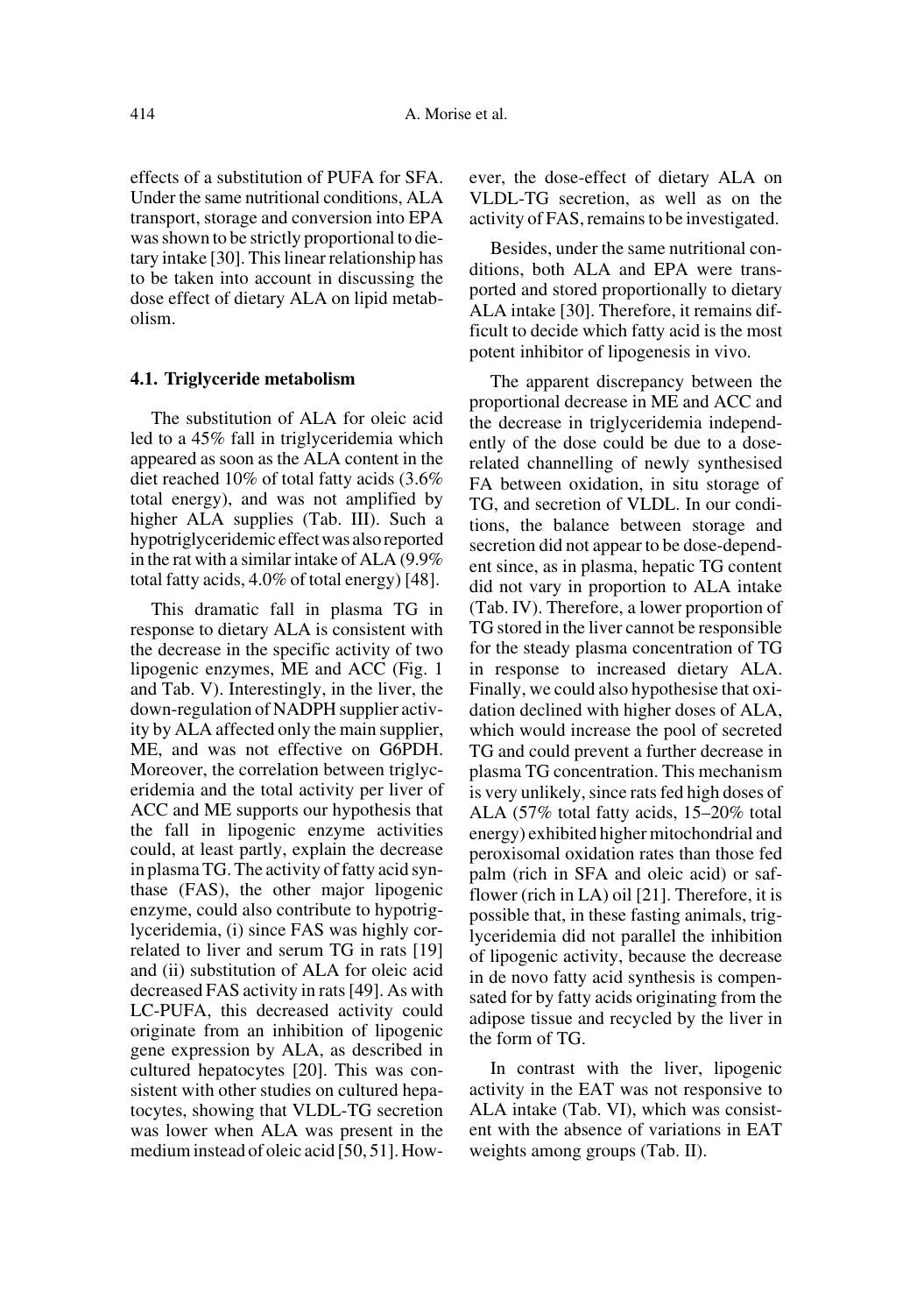effects of a substitution of PUFA for SFA. Under the same nutritional conditions, ALA transport, storage and conversion into EPA was shown to be strictly proportional to dietary intake [30]. This linear relationship has to be taken into account in discussing the dose effect of dietary ALA on lipid metabolism.

### 4.1. Triglyceride metabolism

The substitution of ALA for oleic acid led to a 45% fall in triglyceridemia which appeared as soon as the ALA content in the diet reached 10% of total fatty acids (3.6% total energy), and was not amplified by higher ALA supplies (Tab. III). Such a hypotriglyceridemic effect was also reported in the rat with a similar intake of ALA (9.9% total fatty acids, 4.0% of total energy) [48].

This dramatic fall in plasma TG in response to dietary ALA is consistent with the decrease in the specific activity of two lipogenic enzymes, ME and ACC (Fig. 1 and Tab. V). Interestingly, in the liver, the down-regulation of NADPH supplier activity by ALA affected only the main supplier, ME, and was not effective on G6PDH. Moreover, the correlation between triglyceridemia and the total activity per liver of ACC and ME supports our hypothesis that the fall in lipogenic enzyme activities could, at least partly, explain the decrease in plasma TG. The activity of fatty acid synthase (FAS), the other major lipogenic enzyme, could also contribute to hypotriglyceridemia, (i) since FAS was highly correlated to liver and serum TG in rats [19] and (ii) substitution of ALA for oleic acid decreased FAS activity in rats [49]. As with LC-PUFA, this decreased activity could originate from an inhibition of lipogenic gene expression by ALA, as described in cultured hepatocytes [20]. This was consistent with other studies on cultured hepatocytes, showing that VLDL-TG secretion was lower when ALA was present in the medium instead of oleic acid [50, 51]. However, the dose-effect of dietary ALA on VLDL-TG secretion, as well as on the activity of FAS, remains to be investigated.

Besides, under the same nutritional conditions, both ALA and EPA were transported and stored proportionally to dietary ALA intake [30]. Therefore, it remains difficult to decide which fatty acid is the most potent inhibitor of lipogenesis in vivo.

The apparent discrepancy between the proportional decrease in ME and ACC and the decrease in triglyceridemia independently of the dose could be due to a dose-related channelling of newly synthesised FA between oxidation, in situ storage of TG, and secretion of VLDL. In our conditions, the balance between storage and secretion did not appear to be dose-dependent since, as in plasma, hepatic TG content did not vary in proportion to ALA intake (Tab. IV). Therefore, a lower proportion of TG stored in the liver cannot be responsible for the steady plasma concentration of TG in response to increased dietary ALA. Finally, we could also hypothesise that oxidation declined with higher doses of ALA, which would increase the pool of secreted TG and could prevent a further decrease in plasma TG concentration. This mechanism is very unlikely, since rats fed high doses of ALA (57% total fatty acids, 15–20% total energy) exhibited higher mitochondrial and peroxisomal oxidation rates than those fed palm (rich in SFA and oleic acid) or safflower (rich in LA) oil [21]. Therefore, it is possible that, in these fasting animals, triglyceridemia did not parallel the inhibition of lipogenic activity, because the decrease in de novo fatty acid synthesis is compensated for by fatty acids originating from the adipose tissue and recycled by the liver in the form of TG.

In contrast with the liver, lipogenic activity in the EAT was not responsive to ALA intake (Tab. VI), which was consistent with the absence of variations in EAT weights among groups (Tab. II).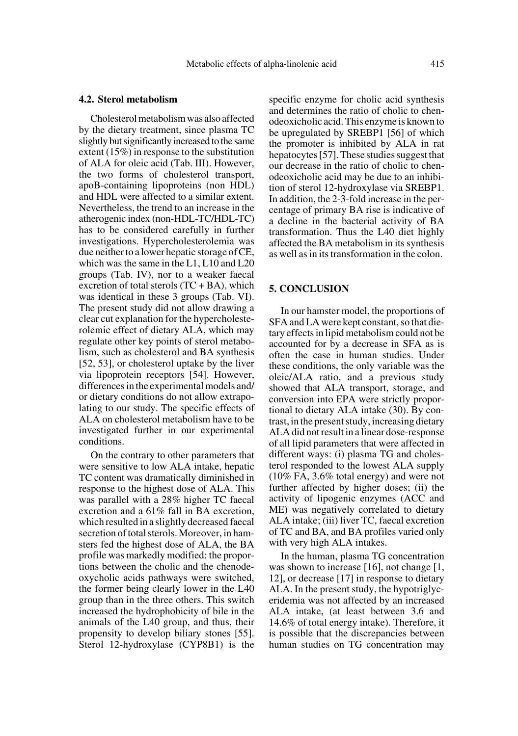### 4.2. Sterol metabolism

Cholesterol metabolism was also affected by the dietary treatment, since plasma TC slightly but significantly increased to the same extent (15%) in response to the substitution of ALA for oleic acid (Tab. III). However, the two forms of cholesterol transport, apoB-containing lipoproteins (non HDL) and HDL were affected to a similar extent. Nevertheless, the trend to an increase in the atherogenic index (non-HDL-TC/HDL-TC) has to be considered carefully in further investigations. Hypercholesterolemia was due neither to a lower hepatic storage of CE, which was the same in the L1, L10 and L20 groups (Tab. IV), nor to a weaker faecal excretion of total sterols (TC + BA), which was identical in these 3 groups (Tab. VI). The present study did not allow drawing a clear cut explanation for the hypercholesterolemic effect of dietary ALA, which may regulate other key points of sterol metabolism, such as cholesterol and BA synthesis [52, 53], or cholesterol uptake by the liver via lipoprotein receptors [54]. However, differences in the experimental models and/or dietary conditions do not allow extrapolating to our study. The specific effects of ALA on cholesterol metabolism have to be investigated further in our experimental conditions.

On the contrary to other parameters that were sensitive to low ALA intake, hepatic TC content was dramatically diminished in response to the highest dose of ALA. This was parallel with a 28% higher TC faecal excretion and a 61% fall in BA excretion, which resulted in a slightly decreased faecal secretion of total sterols. Moreover, in hamsters fed the highest dose of ALA, the BA profile was markedly modified: the proportions between the cholic and the chenodeoxycholic acids pathways were switched, the former being clearly lower in the L40 group than in the three others. This switch increased the hydrophobicity of bile in the animals of the L40 group, and thus, their propensity to develop biliary stones [55]. Sterol 12-hydroxylase (CYP8B1) is the specific enzyme for cholic acid synthesis and determines the ratio of cholic to chenodeoxicholic acid. This enzyme is known to be upregulated by SREBP1 [56] of which the promoter is inhibited by ALA in rat hepatocytes [57]. These studies suggest that our decrease in the ratio of cholic to chenodeoxicholic acid may be due to an inhibition of sterol 12-hydroxylase via SREBP1. In addition, the 2-3-fold increase in the percentage of primary BA rise is indicative of a decline in the bacterial activity of BA transformation. Thus the L40 diet highly affected the BA metabolism in its synthesis as well as in its transformation in the colon.

## 5. CONCLUSION

In our hamster model, the proportions of SFA and LA were kept constant, so that dietary effects in lipid metabolism could not be accounted for by a decrease in SFA as is often the case in human studies. Under these conditions, the only variable was the oleic/ALA ratio, and a previous study showed that ALA transport, storage, and conversion into EPA were strictly proportional to dietary ALA intake (30). By contrast, in the present study, increasing dietary ALA did not result in a linear dose-response of all lipid parameters that were affected in different ways: (i) plasma TG and cholesterol responded to the lowest ALA supply (10% FA, 3.6% total energy) and were not further affected by higher doses; (ii) the activity of lipogenic enzymes (ACC and ME) was negatively correlated to dietary ALA intake; (iii) liver TC, faecal excretion of TC and BA, and BA profiles varied only with very high ALA intakes.

In the human, plasma TG concentration was shown to increase [16], not change [1, 12], or decrease [17] in response to dietary ALA. In the present study, the hypotriglyceridemia was not affected by an increased ALA intake, (at least between 3.6 and 14.6% of total energy intake). Therefore, it is possible that the discrepancies between human studies on TG concentration may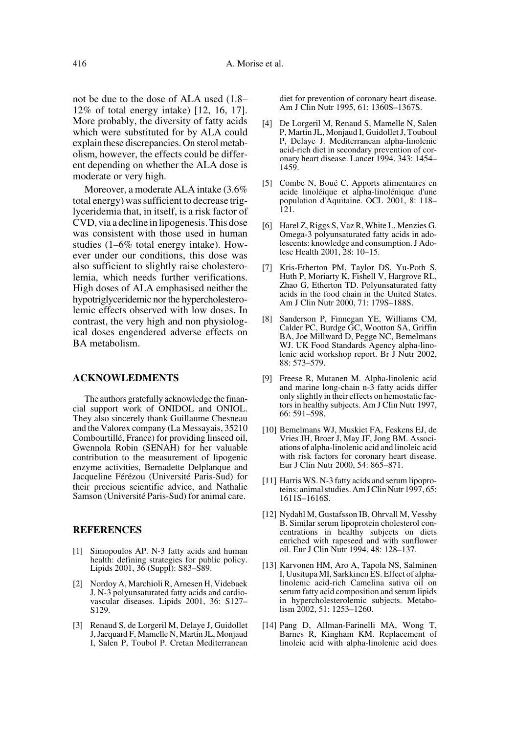not be due to the dose of ALA used (1.8–12% of total energy intake) [12, 16, 17]. More probably, the diversity of fatty acids which were substituted for by ALA could explain these discrepancies. On sterol metabolism, however, the effects could be different depending on whether the ALA dose is moderate or very high.

Moreover, a moderate ALA intake (3.6% total energy) was sufficient to decrease triglyceridemia that, in itself, is a risk factor of CVD, via a decline in lipogenesis. This dose was consistent with those used in human studies (1–6% total energy intake). However under our conditions, this dose was also sufficient to slightly raise cholesterolemia, which needs further verifications. High doses of ALA emphasised neither the hypotriglyceridemic nor the hypercholesterolemic effects observed with low doses. In contrast, the very high and non physiological doses engendered adverse effects on BA metabolism.

## ACKNOWLEDMENTS

The authors gratefully acknowledge the financial support work of ONIDOL and ONIOL. They also sincerely thank Guillaume Chesneau and the Valorex company (La Messayais, 35210 Combourtillé, France) for providing linseed oil, Gwennola Robin (SENAH) for her valuable contribution to the measurement of lipogenic enzyme activities, Bernadette Delplanque and Jacqueline Férézou (Université Paris-Sud) for their precious scientific advice, and Nathalie Samson (Université Paris-Sud) for animal care.

## REFERENCES

[1] Simopoulos AP. N-3 fatty acids and human health: defining strategies for public policy. Lipids 2001, 36 (Suppl): S83–S89.

[2] Nordoy A, Marchioli R, Arnesen H, Videbaek J. N-3 polyunsaturated fatty acids and cardiovascular diseases. Lipids 2001, 36: S127–S129.

[3] Renaud S, de Lorgeril M, Delaye J, Guidollet J, Jacquard F, Mamelle N, Martin JL, Monjaud I, Salen P, Toubol P. Cretan Mediterranean diet for prevention of coronary heart disease. Am J Clin Nutr 1995, 61: 1360S–1367S.

[4] De Lorgeril M, Renaud S, Mamelle N, Salen P, Martin JL, Monjaud I, Guidollet J, Touboul P, Delaye J. Mediterranean alpha-linolenic acid-rich diet in secondary prevention of coronary heart disease. Lancet 1994, 343: 1454–1459.

[5] Combe N, Boué C. Apports alimentaires en acide linoléique et alpha-linolénique d'une population d'Aquitaine. OCL 2001, 8: 118–121.

[6] Harel Z, Riggs S, Vaz R, White L, Menzies G. Omega-3 polyunsaturated fatty acids in adolescents: knowledge and consumption. J Adolesc Health 2001, 28: 10–15.

[7] Kris-Etherton PM, Taylor DS, Yu-Poth S, Huth P, Moriarty K, Fishell V, Hargrove RL, Zhao G, Etherton TD. Polyunsaturated fatty acids in the food chain in the United States. Am J Clin Nutr 2000, 71: 179S–188S.

[8] Sanderson P, Finnegan YE, Williams CM, Calder PC, Burdge GC, Wootton SA, Griffin BA, Joe Millward D, Pegge NC, Bemelmans WJ. UK Food Standards Agency alpha-linolenic acid workshop report. Br J Nutr 2002, 88: 573–579.

[9] Freese R, Mutanen M. Alpha-linolenic acid and marine long-chain n-3 fatty acids differ only slightly in their effects on hemostatic factors in healthy subjects. Am J Clin Nutr 1997, 66: 591–598.

[10] Bemelmans WJ, Muskiet FA, Feskens EJ, de Vries JH, Broer J, May JF, Jong BM. Associations of alpha-linolenic acid and linoleic acid with risk factors for coronary heart disease. Eur J Clin Nutr 2000, 54: 865–871.

[11] Harris WS. N-3 fatty acids and serum lipoproteins: animal studies. Am J Clin Nutr 1997, 65: 1611S–1616S.

[12] Nydahl M, Gustafsson IB, Ohrvall M, Vessby B. Similar serum lipoprotein cholesterol concentrations in healthy subjects on diets enriched with rapeseed and with sunflower oil. Eur J Clin Nutr 1994, 48: 128–137.

[13] Karvonen HM, Aro A, Tapola NS, Salminen I, Uusitupa MI, Sarkkinen ES. Effect of alpha-linolenic acid-rich Camelina sativa oil on serum fatty acid composition and serum lipids in hypercholesterolemic subjects. Metabolism 2002, 51: 1253–1260.

[14] Pang D, Allman-Farinelli MA, Wong T, Barnes R, Kingham KM. Replacement of linoleic acid with alpha-linolenic acid does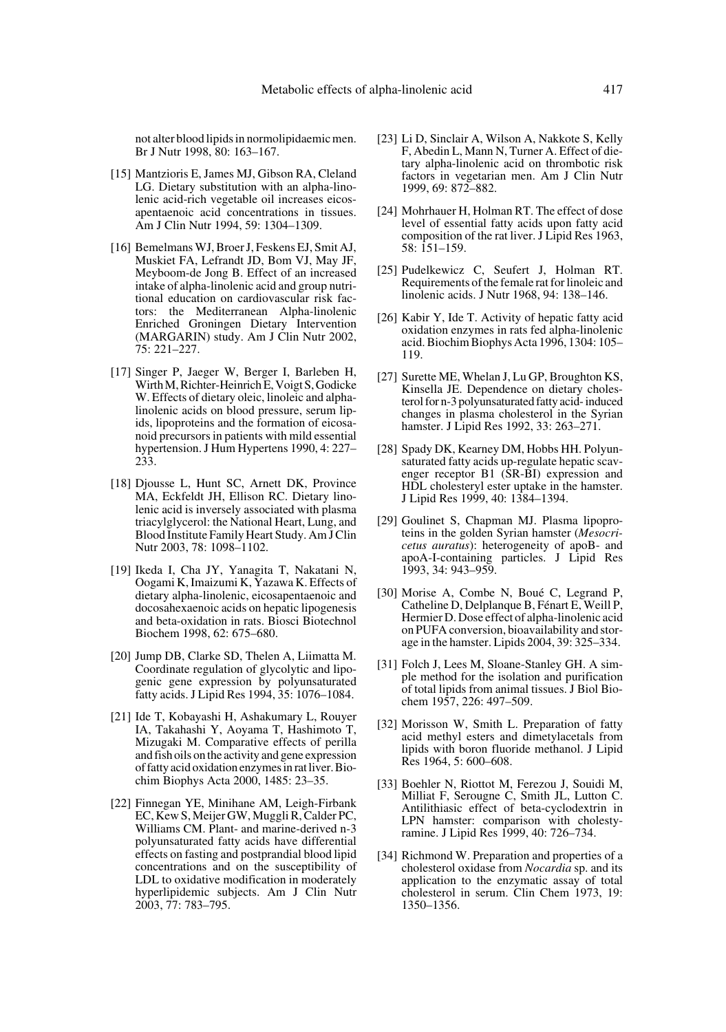not alter blood lipids in normolipidaemic men. Br J Nutr 1998, 80: 163–167.

[15] Mantzioris E, James MJ, Gibson RA, Cleland LG. Dietary substitution with an alpha-linolenic acid-rich vegetable oil increases eicosapentaenoic acid concentrations in tissues. Am J Clin Nutr 1994, 59: 1304–1309.

[16] Bemelmans WJ, Broer J, Feskens EJ, Smit AJ, Muskiet FA, Lefrandt JD, Bom VJ, May JF, Meyboom-de Jong B. Effect of an increased intake of alpha-linolenic acid and group nutritional education on cardiovascular risk factors: the Mediterranean Alpha-linolenic Enriched Groningen Dietary Intervention (MARGARIN) study. Am J Clin Nutr 2002, 75: 221–227.

[17] Singer P, Jaeger W, Berger I, Barleben H, Wirth M, Richter-Heinrich E, Voigt S, Godicke W. Effects of dietary oleic, linoleic and alpha-linolenic acids on blood pressure, serum lipids, lipoproteins and the formation of eicosanoid precursors in patients with mild essential hypertension. J Hum Hypertens 1990, 4: 227–233.

[18] Djousse L, Hunt SC, Arnett DK, Province MA, Eckfeldt JH, Ellison RC. Dietary linolenic acid is inversely associated with plasma triacylglycerol: the National Heart, Lung, and Blood Institute Family Heart Study. Am J Clin Nutr 2003, 78: 1098–1102.

[19] Ikeda I, Cha JY, Yanagita T, Nakatani N, Oogami K, Imaizumi K, Yazawa K. Effects of dietary alpha-linolenic, eicosapentaenoic and docosahexaenoic acids on hepatic lipogenesis and beta-oxidation in rats. Biosci Biotechnol Biochem 1998, 62: 675–680.

[20] Jump DB, Clarke SD, Thelen A, Liimatta M. Coordinate regulation of glycolytic and lipogenic gene expression by polyunsaturated fatty acids. J Lipid Res 1994, 35: 1076–1084.

[21] Ide T, Kobayashi H, Ashakumary L, Rouyer IA, Takahashi Y, Aoyama T, Hashimoto T, Mizugaki M. Comparative effects of perilla and fish oils on the activity and gene expression of fatty acid oxidation enzymes in rat liver. Biochim Biophys Acta 2000, 1485: 23–35.

[22] Finnegan YE, Minihane AM, Leigh-Firbank EC, Kew S, Meijer GW, Muggli R, Calder PC, Williams CM. Plant- and marine-derived n-3 polyunsaturated fatty acids have differential effects on fasting and postprandial blood lipid concentrations and on the susceptibility of LDL to oxidative modification in moderately hyperlipidemic subjects. Am J Clin Nutr 2003, 77: 783–795.

[23] Li D, Sinclair A, Wilson A, Nakkote S, Kelly F, Abedin L, Mann N, Turner A. Effect of dietary alpha-linolenic acid on thrombotic risk factors in vegetarian men. Am J Clin Nutr 1999, 69: 872–882.

[24] Mohrhauer H, Holman RT. The effect of dose level of essential fatty acids upon fatty acid composition of the rat liver. J Lipid Res 1963, 58: 151–159.

[25] Pudelkewicz C, Seufert J, Holman RT. Requirements of the female rat for linoleic and linolenic acids. J Nutr 1968, 94: 138–146.

[26] Kabir Y, Ide T. Activity of hepatic fatty acid oxidation enzymes in rats fed alpha-linolenic acid. Biochim Biophys Acta 1996, 1304: 105–119.

[27] Surette ME, Whelan J, Lu GP, Broughton KS, Kinsella JE. Dependence on dietary cholesterol for n-3 polyunsaturated fatty acid- induced changes in plasma cholesterol in the Syrian hamster. J Lipid Res 1992, 33: 263–271.

[28] Spady DK, Kearney DM, Hobbs HH. Polyunsaturated fatty acids up-regulate hepatic scavenger receptor B1 (SR-BI) expression and HDL cholesteryl ester uptake in the hamster. J Lipid Res 1999, 40: 1384–1394.

[29] Goulinet S, Chapman MJ. Plasma lipoproteins in the golden Syrian hamster (*Mesocricetus auratus*): heterogeneity of apoB- and apoA-I-containing particles. J Lipid Res 1993, 34: 943–959.

[30] Morise A, Combe N, Boué C, Legrand P, Catheline D, Delplanque B, Fénart E, Weill P, Hermier D. Dose effect of alpha-linolenic acid on PUFA conversion, bioavailability and storage in the hamster. Lipids 2004, 39: 325–334.

[31] Folch J, Lees M, Sloane-Stanley GH. A simple method for the isolation and purification of total lipids from animal tissues. J Biol Biochem 1957, 226: 497–509.

[32] Morisson W, Smith L. Preparation of fatty acid methyl esters and dimetylacetals from lipids with boron fluoride methanol. J Lipid Res 1964, 5: 600–608.

[33] Boehler N, Riottot M, Ferezou J, Souidi M, Milliat F, Serougne C, Smith JL, Lutton C. Antilithiasic effect of beta-cyclodextrin in LPN hamster: comparison with cholestyramine. J Lipid Res 1999, 40: 726–734.

[34] Richmond W. Preparation and properties of a cholesterol oxidase from *Nocardia* sp. and its application to the enzymatic assay of total cholesterol in serum. Clin Chem 1973, 19: 1350–1356.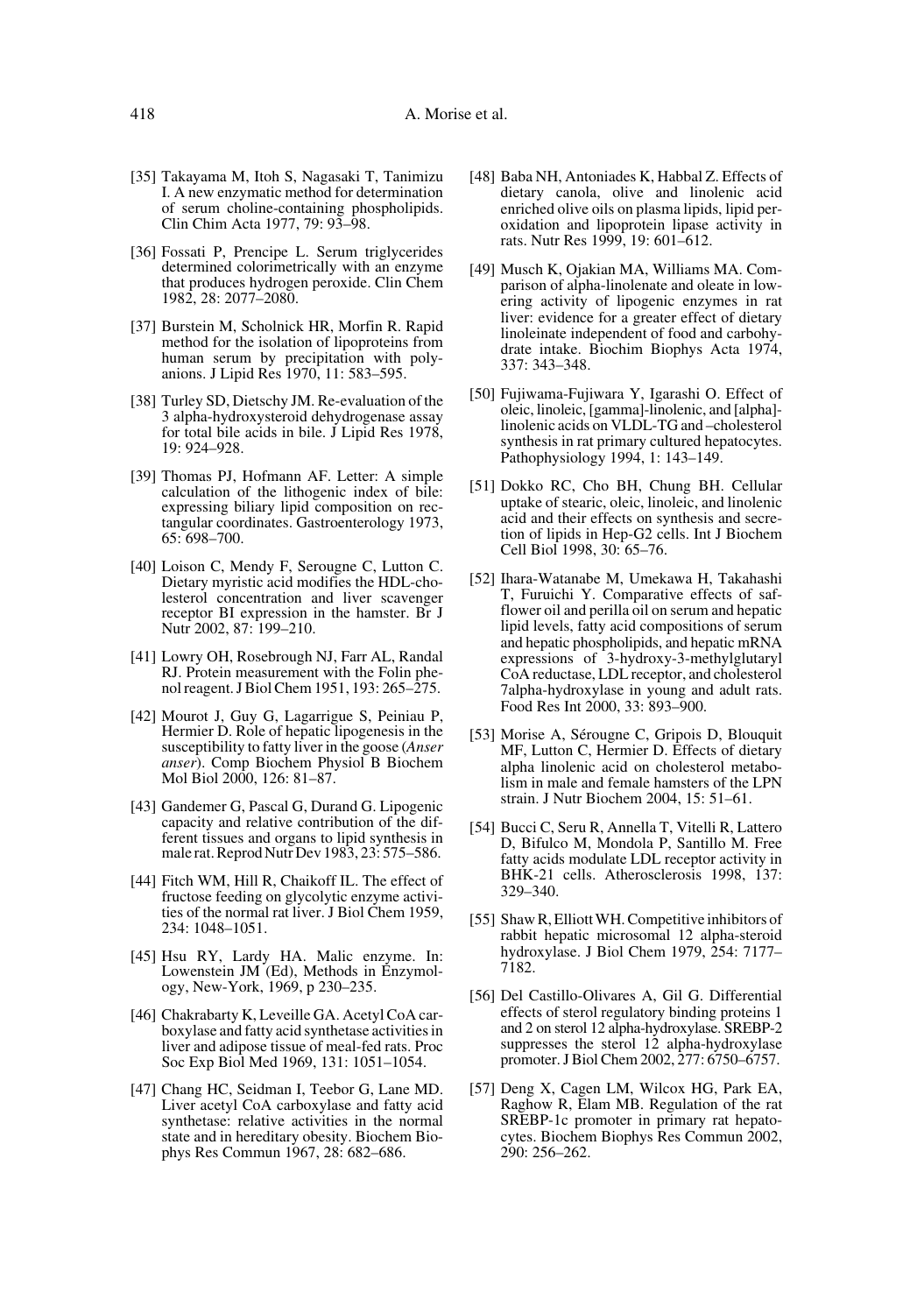[35] Takayama M, Itoh S, Nagasaki T, Tanimizu I. A new enzymatic method for determination of serum choline-containing phospholipids. Clin Chim Acta 1977, 79: 93–98.

[36] Fossati P, Prencipe L. Serum triglycerides determined colorimetrically with an enzyme that produces hydrogen peroxide. Clin Chem 1982, 28: 2077–2080.

[37] Burstein M, Scholnick HR, Morfin R. Rapid method for the isolation of lipoproteins from human serum by precipitation with polyanions. J Lipid Res 1970, 11: 583–595.

[38] Turley SD, Dietschy JM. Re-evaluation of the 3 alpha-hydroxysteroid dehydrogenase assay for total bile acids in bile. J Lipid Res 1978, 19: 924–928.

[39] Thomas PJ, Hofmann AF. Letter: A simple calculation of the lithogenic index of bile: expressing biliary lipid composition on rectangular coordinates. Gastroenterology 1973, 65: 698–700.

[40] Loison C, Mendy F, Serougne C, Lutton C. Dietary myristic acid modifies the HDL-cholesterol concentration and liver scavenger receptor BI expression in the hamster. Br J Nutr 2002, 87: 199–210.

[41] Lowry OH, Rosebrough NJ, Farr AL, Randal RJ. Protein measurement with the Folin phenol reagent. J Biol Chem 1951, 193: 265–275.

[42] Mourot J, Guy G, Lagarrigue S, Peiniau P, Hermier D. Role of hepatic lipogenesis in the susceptibility to fatty liver in the goose (*Anser anser*). Comp Biochem Physiol B Biochem Mol Biol 2000, 126: 81–87.

[43] Gandemer G, Pascal G, Durand G. Lipogenic capacity and relative contribution of the different tissues and organs to lipid synthesis in male rat. Reprod Nutr Dev 1983, 23: 575–586.

[44] Fitch WM, Hill R, Chaikoff IL. The effect of fructose feeding on glycolytic enzyme activities of the normal rat liver. J Biol Chem 1959, 234: 1048–1051.

[45] Hsu RY, Lardy HA. Malic enzyme. In: Lowenstein JM (Ed), Methods in Enzymology, New-York, 1969, p 230–235.

[46] Chakrabarty K, Leveille GA. Acetyl CoA carboxylase and fatty acid synthetase activities in liver and adipose tissue of meal-fed rats. Proc Soc Exp Biol Med 1969, 131: 1051–1054.

[47] Chang HC, Seidman I, Teebor G, Lane MD. Liver acetyl CoA carboxylase and fatty acid synthetase: relative activities in the normal state and in hereditary obesity. Biochem Biophys Res Commun 1967, 28: 682–686.

[48] Baba NH, Antoniades K, Habbal Z. Effects of dietary canola, olive and linolenic acid enriched olive oils on plasma lipids, lipid peroxidation and lipoprotein lipase activity in rats. Nutr Res 1999, 19: 601–612.

[49] Musch K, Ojakian MA, Williams MA. Comparison of alpha-linolenate and oleate in lowering activity of lipogenic enzymes in rat liver: evidence for a greater effect of dietary linoleinate independent of food and carbohydrate intake. Biochim Biophys Acta 1974, 337: 343–348.

[50] Fujiwama-Fujiwara Y, Igarashi O. Effect of oleic, linoleic, [gamma]-linolenic, and [alpha]-linolenic acids on VLDL-TG and –cholesterol synthesis in rat primary cultured hepatocytes. Pathophysiology 1994, 1: 143–149.

[51] Dokko RC, Cho BH, Chung BH. Cellular uptake of stearic, oleic, linoleic, and linolenic acid and their effects on synthesis and secretion of lipids in Hep-G2 cells. Int J Biochem Cell Biol 1998, 30: 65–76.

[52] Ihara-Watanabe M, Umekawa H, Takahashi T, Furuichi Y. Comparative effects of safflower oil and perilla oil on serum and hepatic lipid levels, fatty acid compositions of serum and hepatic phospholipids, and hepatic mRNA expressions of 3-hydroxy-3-methylglutaryl CoA reductase, LDL receptor, and cholesterol 7alpha-hydroxylase in young and adult rats. Food Res Int 2000, 33: 893–900.

[53] Morise A, Sérougne C, Gripois D, Blouquit MF, Lutton C, Hermier D. Effects of dietary alpha linolenic acid on cholesterol metabolism in male and female hamsters of the LPN strain. J Nutr Biochem 2004, 15: 51–61.

[54] Bucci C, Seru R, Annella T, Vitelli R, Lattero D, Bifulco M, Mondola P, Santillo M. Free fatty acids modulate LDL receptor activity in BHK-21 cells. Atherosclerosis 1998, 137: 329–340.

[55] Shaw R, Elliott WH. Competitive inhibitors of rabbit hepatic microsomal 12 alpha-steroid hydroxylase. J Biol Chem 1979, 254: 7177–7182.

[56] Del Castillo-Olivares A, Gil G. Differential effects of sterol regulatory binding proteins 1 and 2 on sterol 12 alpha-hydroxylase. SREBP-2 suppresses the sterol 12 alpha-hydroxylase promoter. J Biol Chem 2002, 277: 6750–6757.

[57] Deng X, Cagen LM, Wilcox HG, Park EA, Raghow R, Elam MB. Regulation of the rat SREBP-1c promoter in primary rat hepatocytes. Biochem Biophys Res Commun 2002, 290: 256–262.